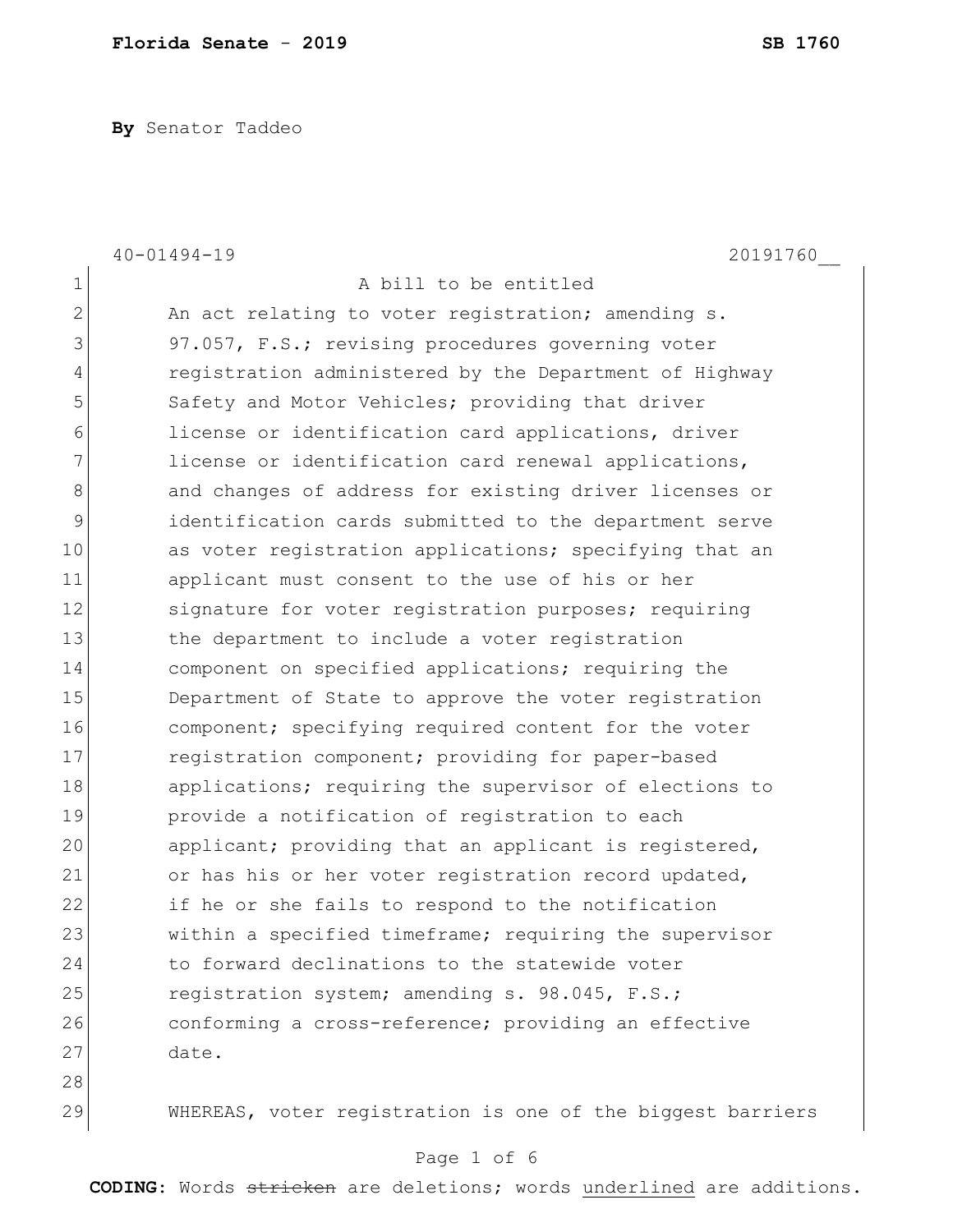**Florida Senate - 2019** **SB 1760**

**By** Senator Taddeo

40-01494-19 20191760__

A bill to be entitled

An act relating to voter registration; amending s. 97.057, F.S.; revising procedures governing voter registration administered by the Department of Highway Safety and Motor Vehicles; providing that driver license or identification card applications, driver license or identification card renewal applications, and changes of address for existing driver licenses or identification cards submitted to the department serve as voter registration applications; specifying that an applicant must consent to the use of his or her signature for voter registration purposes; requiring the department to include a voter registration component on specified applications; requiring the Department of State to approve the voter registration component; specifying required content for the voter registration component; providing for paper-based applications; requiring the supervisor of elections to provide a notification of registration to each applicant; providing that an applicant is registered, or has his or her voter registration record updated, if he or she fails to respond to the notification within a specified timeframe; requiring the supervisor to forward declinations to the statewide voter registration system; amending s. 98.045, F.S.; conforming a cross-reference; providing an effective date.

WHEREAS, voter registration is one of the biggest barriers

**CODING:** Words ~~stricken~~ are deletions; words underlined are additions.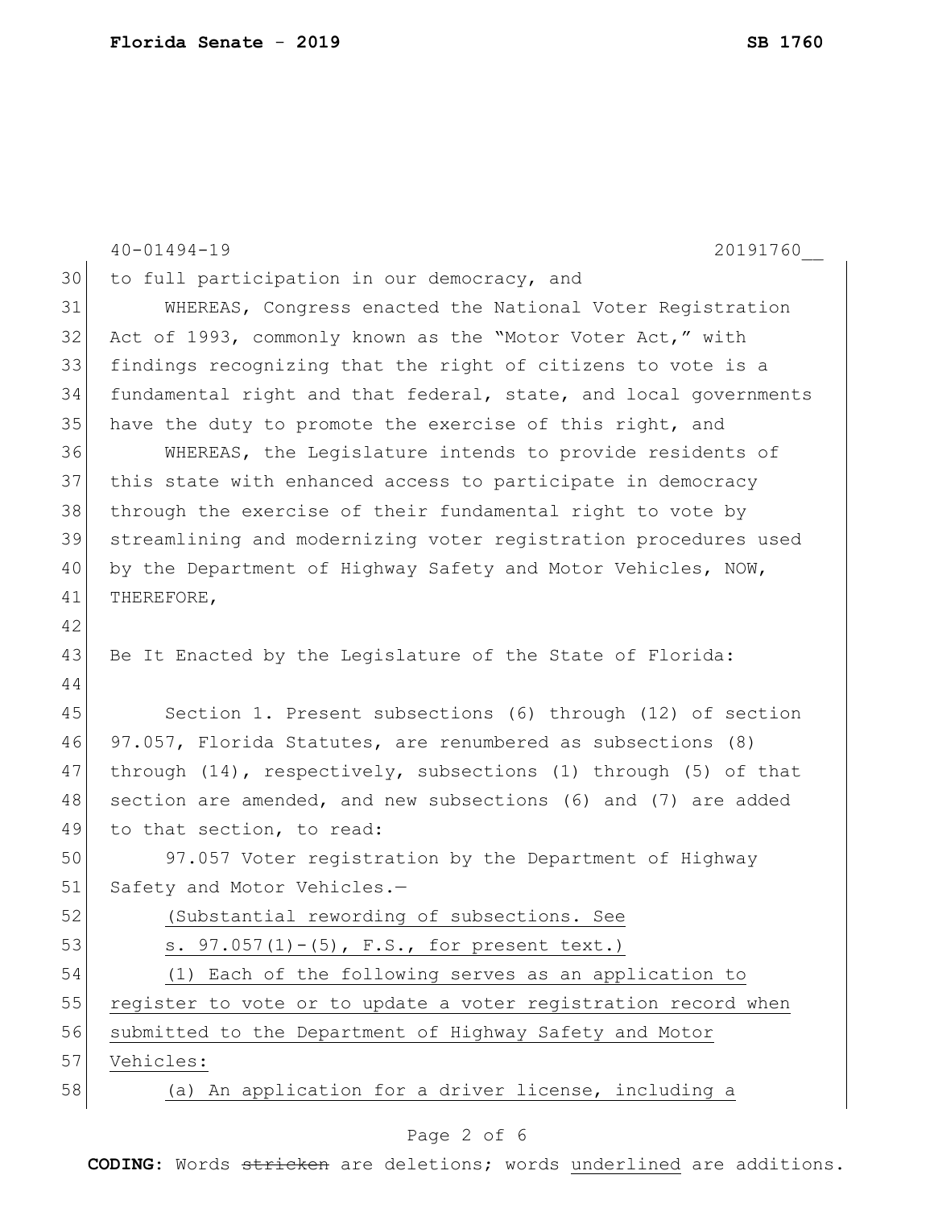to full participation in our democracy, and

WHEREAS, Congress enacted the National Voter Registration Act of 1993, commonly known as the "Motor Voter Act," with findings recognizing that the right of citizens to vote is a fundamental right and that federal, state, and local governments have the duty to promote the exercise of this right, and

WHEREAS, the Legislature intends to provide residents of this state with enhanced access to participate in democracy through the exercise of their fundamental right to vote by streamlining and modernizing voter registration procedures used by the Department of Highway Safety and Motor Vehicles, NOW, THEREFORE,

Be It Enacted by the Legislature of the State of Florida:

Section 1. Present subsections (6) through (12) of section 97.057, Florida Statutes, are renumbered as subsections (8) through (14), respectively, subsections (1) through (5) of that section are amended, and new subsections (6) and (7) are added to that section, to read:

97.057 Voter registration by the Department of Highway Safety and Motor Vehicles.—

<u>(Substantial rewording of subsections. See s. 97.057(1)-(5), F.S., for present text.)</u>

<u>(1) Each of the following serves as an application to register to vote or to update a voter registration record when submitted to the Department of Highway Safety and Motor Vehicles:</u>

<u>(a) An application for a driver license, including a</u>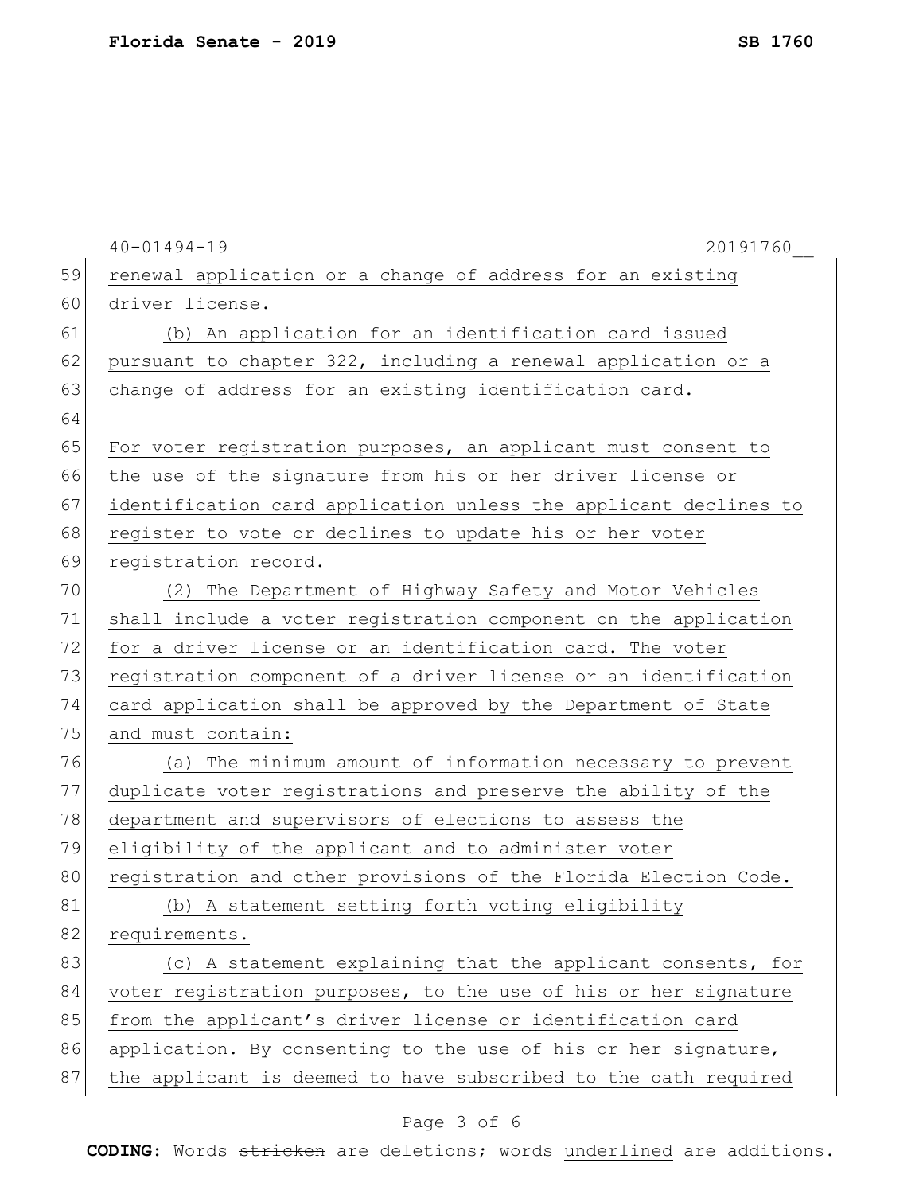renewal application or a change of address for an existing driver license.

(b) An application for an identification card issued pursuant to chapter 322, including a renewal application or a change of address for an existing identification card.

For voter registration purposes, an applicant must consent to the use of the signature from his or her driver license or identification card application unless the applicant declines to register to vote or declines to update his or her voter registration record.

(2) The Department of Highway Safety and Motor Vehicles shall include a voter registration component on the application for a driver license or an identification card. The voter registration component of a driver license or an identification card application shall be approved by the Department of State and must contain:

(a) The minimum amount of information necessary to prevent duplicate voter registrations and preserve the ability of the department and supervisors of elections to assess the eligibility of the applicant and to administer voter registration and other provisions of the Florida Election Code.

(b) A statement setting forth voting eligibility requirements.

(c) A statement explaining that the applicant consents, for voter registration purposes, to the use of his or her signature from the applicant's driver license or identification card application. By consenting to the use of his or her signature, the applicant is deemed to have subscribed to the oath required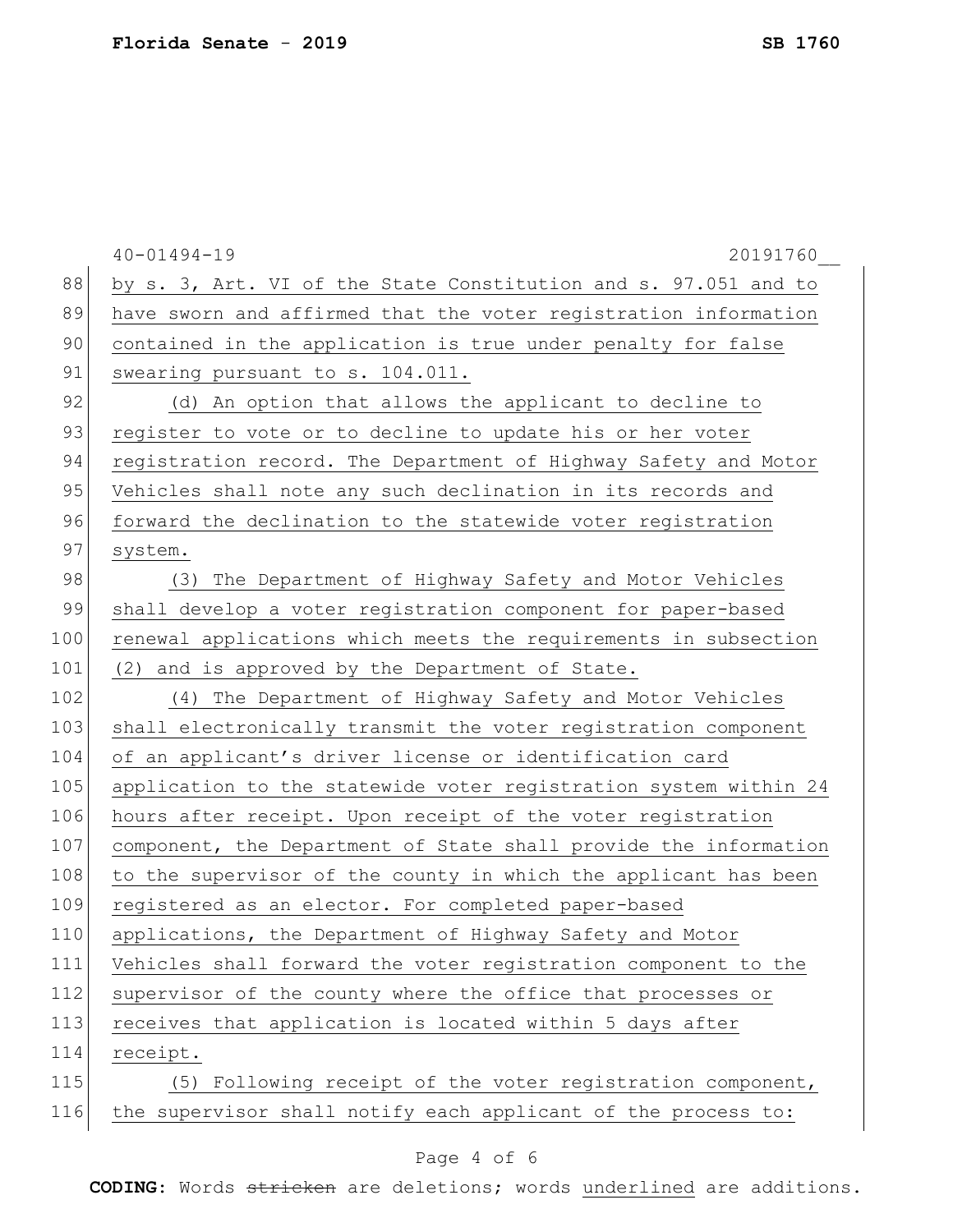by s. 3, Art. VI of the State Constitution and s. 97.051 and to have sworn and affirmed that the voter registration information contained in the application is true under penalty for false swearing pursuant to s. 104.011.

(d) An option that allows the applicant to decline to register to vote or to decline to update his or her voter registration record. The Department of Highway Safety and Motor Vehicles shall note any such declination in its records and forward the declination to the statewide voter registration system.

(3) The Department of Highway Safety and Motor Vehicles shall develop a voter registration component for paper-based renewal applications which meets the requirements in subsection (2) and is approved by the Department of State.

(4) The Department of Highway Safety and Motor Vehicles shall electronically transmit the voter registration component of an applicant's driver license or identification card application to the statewide voter registration system within 24 hours after receipt. Upon receipt of the voter registration component, the Department of State shall provide the information to the supervisor of the county in which the applicant has been registered as an elector. For completed paper-based applications, the Department of Highway Safety and Motor Vehicles shall forward the voter registration component to the supervisor of the county where the office that processes or receives that application is located within 5 days after receipt.

(5) Following receipt of the voter registration component, the supervisor shall notify each applicant of the process to: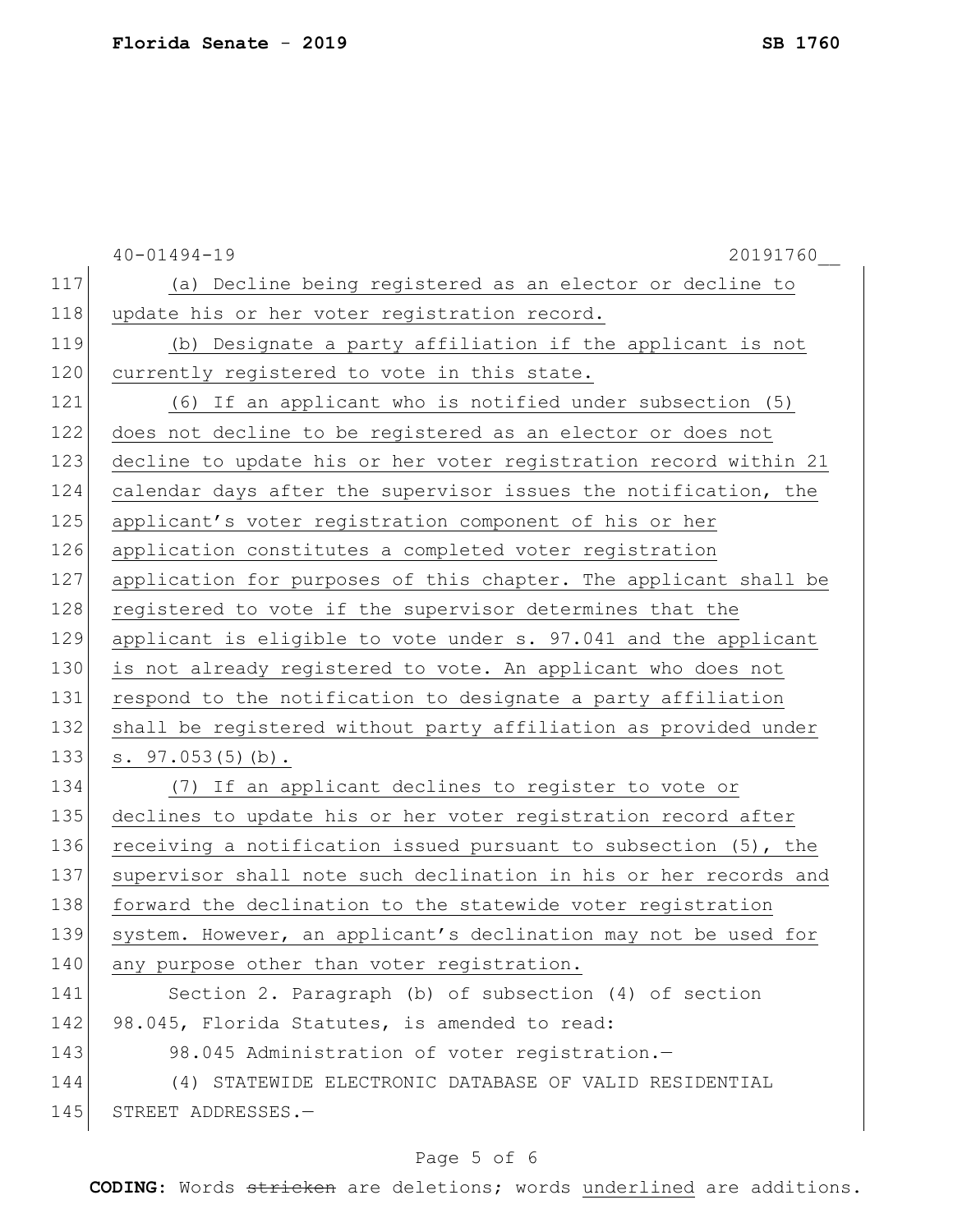(a) Decline being registered as an elector or decline to update his or her voter registration record.

(b) Designate a party affiliation if the applicant is not currently registered to vote in this state.

(6) If an applicant who is notified under subsection (5) does not decline to be registered as an elector or does not decline to update his or her voter registration record within 21 calendar days after the supervisor issues the notification, the applicant's voter registration component of his or her application constitutes a completed voter registration application for purposes of this chapter. The applicant shall be registered to vote if the supervisor determines that the applicant is eligible to vote under s. 97.041 and the applicant is not already registered to vote. An applicant who does not respond to the notification to designate a party affiliation shall be registered without party affiliation as provided under s. 97.053(5)(b).

(7) If an applicant declines to register to vote or declines to update his or her voter registration record after receiving a notification issued pursuant to subsection (5), the supervisor shall note such declination in his or her records and forward the declination to the statewide voter registration system. However, an applicant's declination may not be used for any purpose other than voter registration.

Section 2. Paragraph (b) of subsection (4) of section 98.045, Florida Statutes, is amended to read:

98.045 Administration of voter registration.—

(4) STATEWIDE ELECTRONIC DATABASE OF VALID RESIDENTIAL STREET ADDRESSES.—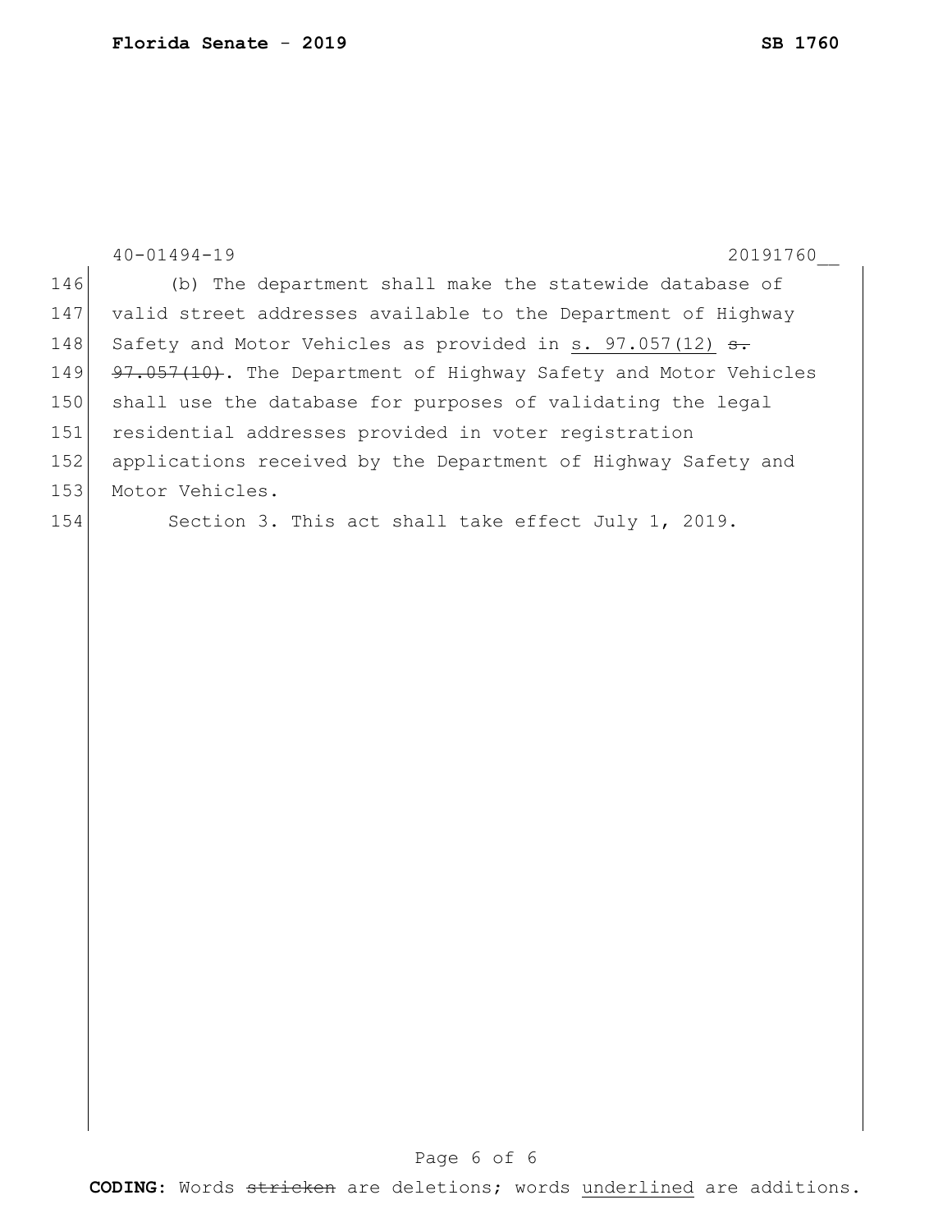(b) The department shall make the statewide database of valid street addresses available to the Department of Highway Safety and Motor Vehicles as provided in <u>s. 97.057(12)</u> ~~s. 97.057(10)~~. The Department of Highway Safety and Motor Vehicles shall use the database for purposes of validating the legal residential addresses provided in voter registration applications received by the Department of Highway Safety and Motor Vehicles.

Section 3. This act shall take effect July 1, 2019.

**CODING:** Words ~~stricken~~ are deletions; words <u>underlined</u> are additions.